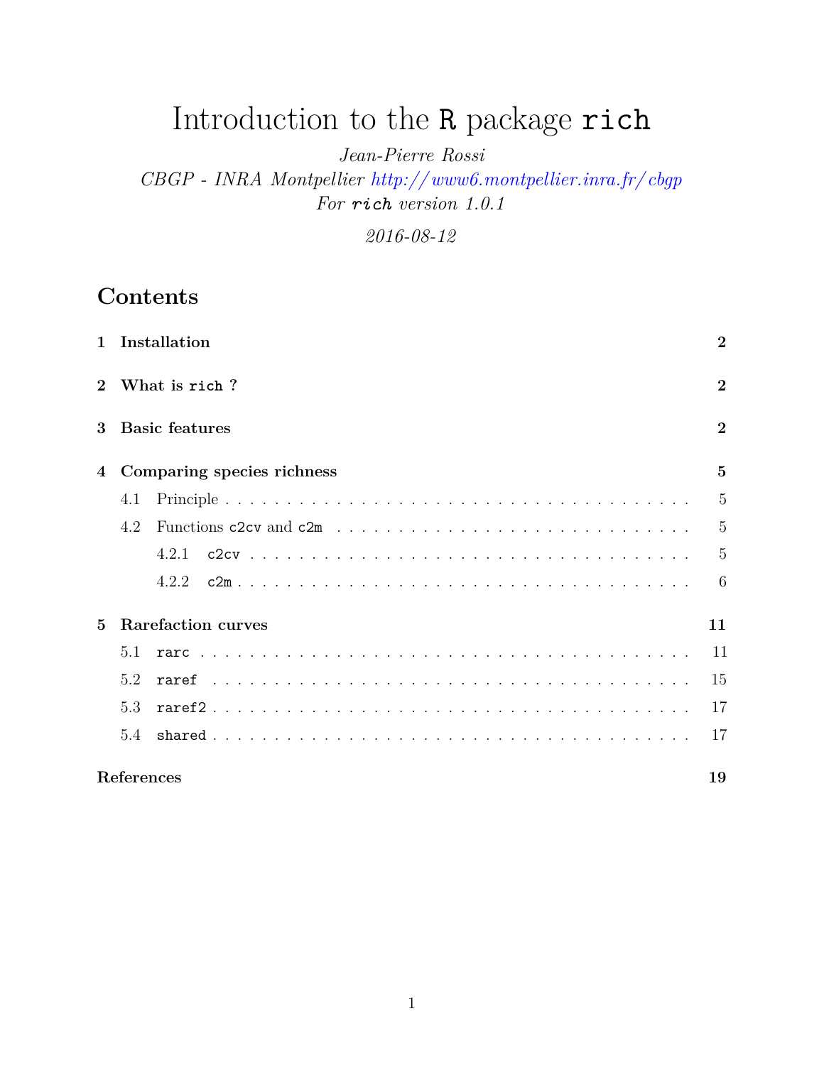# Introduction to the `R` package `rich`

*Jean-Pierre Rossi*

*CBGP - INRA Montpellier http://www6.montpellier.inra.fr/cbgp*

*For `rich` version 1.0.1*

*2016-08-12*

## Contents

**1 Installation** — 2

**2 What is `rich` ?** — 2

**3 Basic features** — 2

**4 Comparing species richness** — 5

- 4.1 Principle — 5
- 4.2 Functions `c2cv` and `c2m` — 5
  - 4.2.1 `c2cv` — 5
  - 4.2.2 `c2m` — 6

**5 Rarefaction curves** — 11

- 5.1 `rarc` — 11
- 5.2 `raref` — 15
- 5.3 `raref2` — 17
- 5.4 `shared` — 17

**References** — 19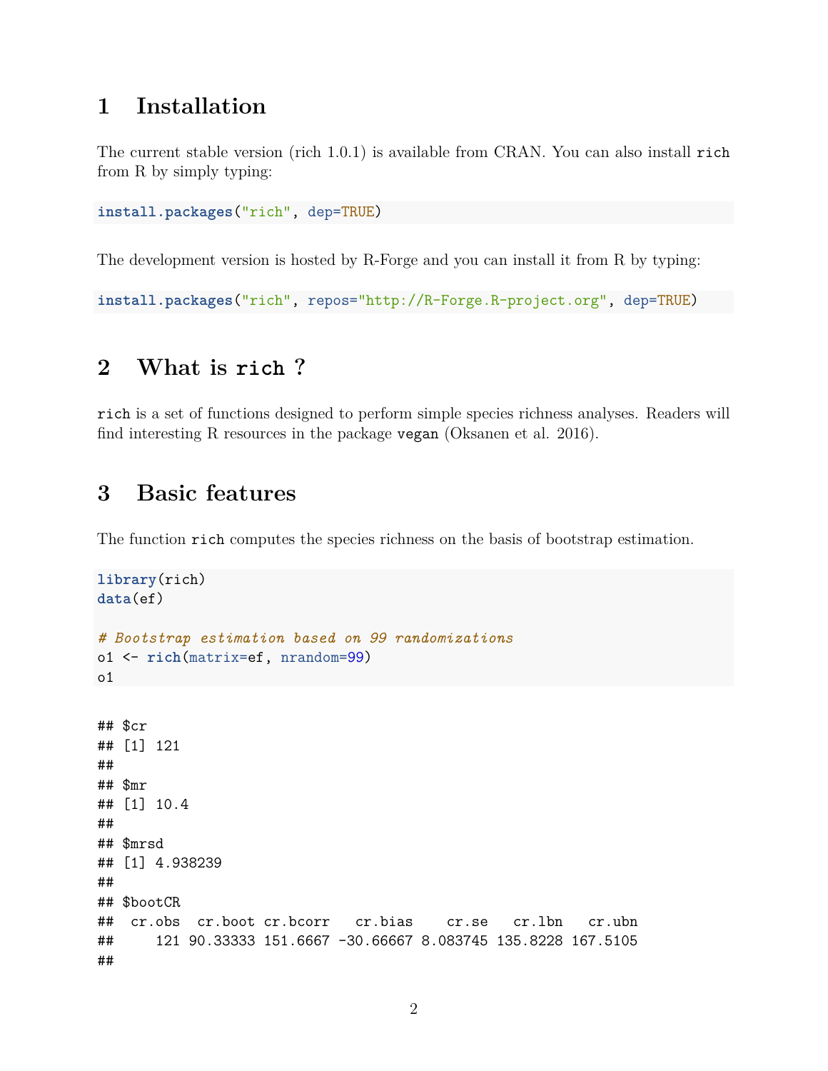# 1 Installation

The current stable version (rich 1.0.1) is available from CRAN. You can also install `rich` from R by simply typing:

```
install.packages("rich", dep=TRUE)
```

The development version is hosted by R-Forge and you can install it from R by typing:

```
install.packages("rich", repos="http://R-Forge.R-project.org", dep=TRUE)
```

# 2 What is `rich` ?

`rich` is a set of functions designed to perform simple species richness analyses. Readers will find interesting R resources in the package `vegan` (Oksanen et al. 2016).

# 3 Basic features

The function `rich` computes the species richness on the basis of bootstrap estimation.

```
library(rich)
data(ef)

# Bootstrap estimation based on 99 randomizations
o1 <- rich(matrix=ef, nrandom=99)
o1
```

```
## $cr
## [1] 121
##
## $mr
## [1] 10.4
##
## $mrsd
## [1] 4.938239
##
## $bootCR
##  cr.obs  cr.boot cr.bcorr   cr.bias    cr.se   cr.lbn   cr.ubn
##     121 90.33333 151.6667 -30.66667 8.083745 135.8228 167.5105
##
```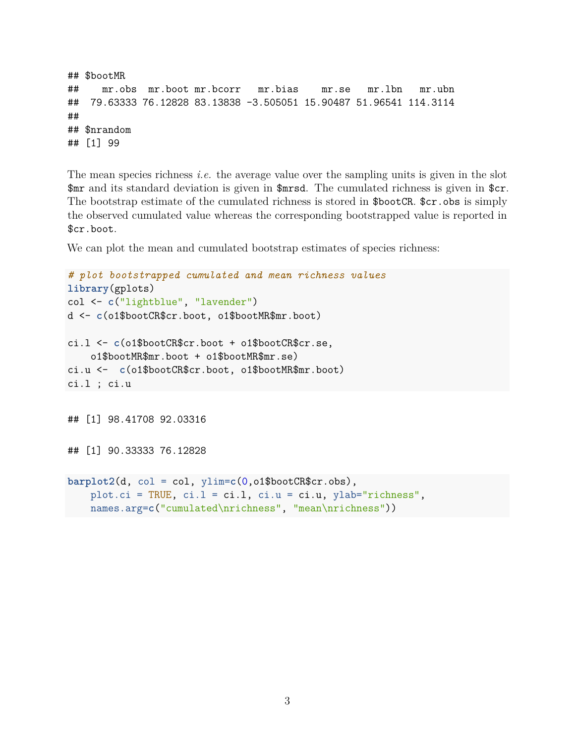```
## $bootMR
##    mr.obs  mr.boot mr.bcorr   mr.bias    mr.se   mr.lbn   mr.ubn
##  79.63333 76.12828 83.13838 -3.505051 15.90487 51.96541 114.3114
##
## $nrandom
## [1] 99
```

The mean species richness *i.e.* the average value over the sampling units is given in the slot `$mr` and its standard deviation is given in `$mrsd`. The cumulated richness is given in `$cr`. The bootstrap estimate of the cumulated richness is stored in `$bootCR`. `$cr.obs` is simply the observed cumulated value whereas the corresponding bootstrapped value is reported in `$cr.boot`.

We can plot the mean and cumulated bootstrap estimates of species richness:

```
# plot bootstrapped cumulated and mean richness values
library(gplots)
col <- c("lightblue", "lavender")
d <- c(o1$bootCR$cr.boot, o1$bootMR$mr.boot)

ci.l <- c(o1$bootCR$cr.boot + o1$bootCR$cr.se,
    o1$bootMR$mr.boot + o1$bootMR$mr.se)
ci.u <-  c(o1$bootCR$cr.boot, o1$bootMR$mr.boot)
ci.l ; ci.u
```

```
## [1] 98.41708 92.03316
```

```
## [1] 90.33333 76.12828
```

```
barplot2(d, col = col, ylim=c(0,o1$bootCR$cr.obs),
    plot.ci = TRUE, ci.l = ci.l, ci.u = ci.u, ylab="richness",
    names.arg=c("cumulated\nrichness", "mean\nrichness"))
```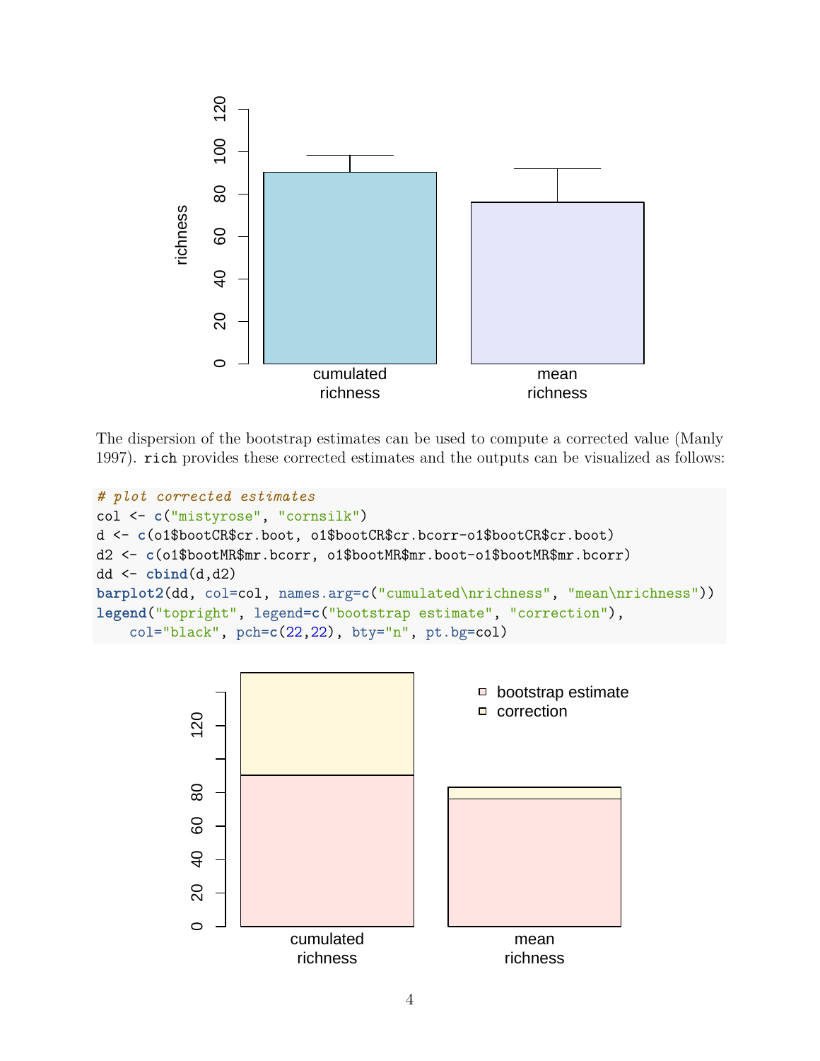The dispersion of the bootstrap estimates can be used to compute a corrected value (Manly 1997). `rich` provides these corrected estimates and the outputs can be visualized as follows:

```
# plot corrected estimates
col <- c("mistyrose", "cornsilk")
d <- c(o1$bootCR$cr.boot, o1$bootCR$cr.bcorr-o1$bootCR$cr.boot)
d2 <- c(o1$bootMR$mr.bcorr, o1$bootMR$mr.boot-o1$bootMR$mr.bcorr)
dd <- cbind(d,d2)
barplot2(dd, col=col, names.arg=c("cumulated\nrichness", "mean\nrichness"))
legend("topright", legend=c("bootstrap estimate", "correction"),
    col="black", pch=c(22,22), bty="n", pt.bg=col)
```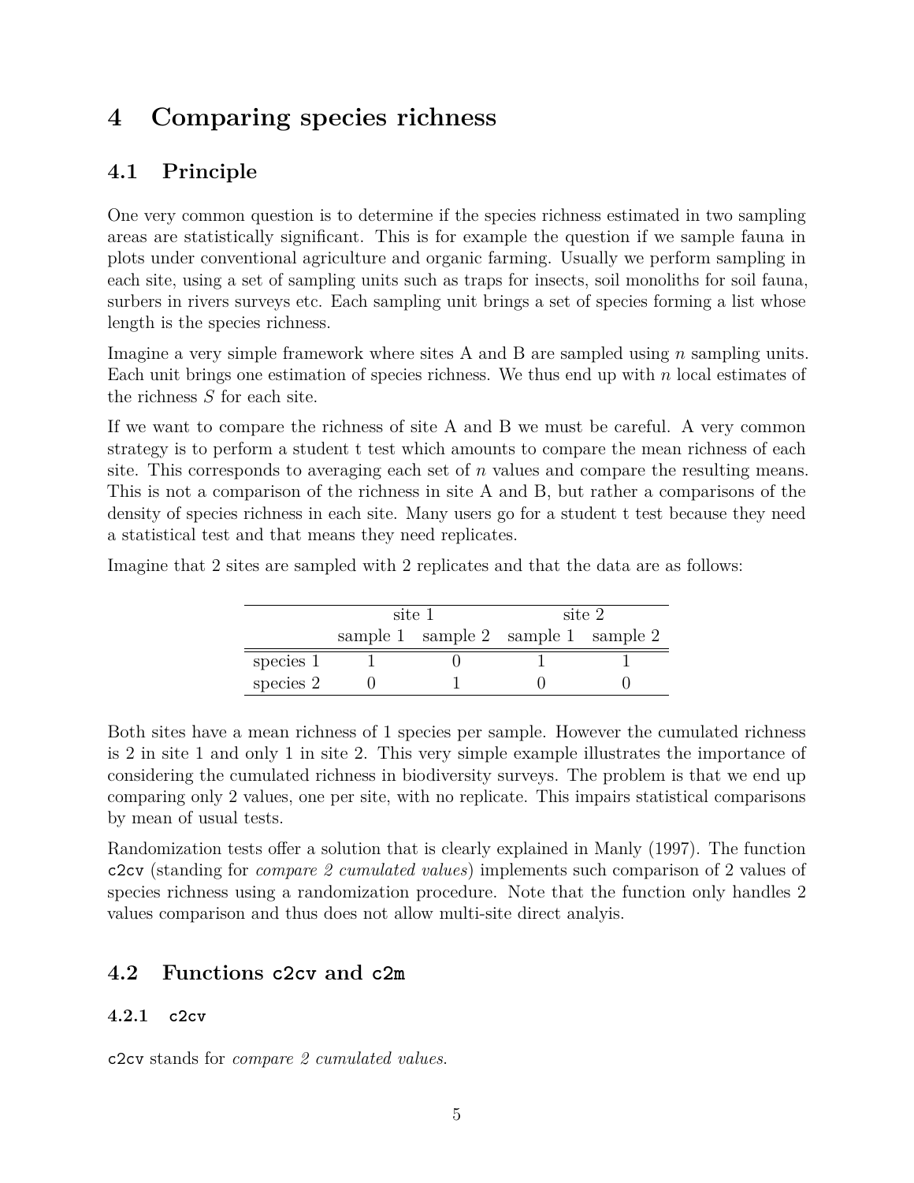# 4 Comparing species richness

## 4.1 Principle

One very common question is to determine if the species richness estimated in two sampling areas are statistically significant. This is for example the question if we sample fauna in plots under conventional agriculture and organic farming. Usually we perform sampling in each site, using a set of sampling units such as traps for insects, soil monoliths for soil fauna, surbers in rivers surveys etc. Each sampling unit brings a set of species forming a list whose length is the species richness.

Imagine a very simple framework where sites A and B are sampled using $n$ sampling units. Each unit brings one estimation of species richness. We thus end up with $n$ local estimates of the richness $S$ for each site.

If we want to compare the richness of site A and B we must be careful. A very common strategy is to perform a student t test which amounts to compare the mean richness of each site. This corresponds to averaging each set of $n$ values and compare the resulting means. This is not a comparison of the richness in site A and B, but rather a comparisons of the density of species richness in each site. Many users go for a student t test because they need a statistical test and that means they need replicates.

Imagine that 2 sites are sampled with 2 replicates and that the data are as follows:

| | site 1 | | site 2 | |
|---|---|---|---|---|
| | sample 1 | sample 2 | sample 1 | sample 2 |
| species 1 | 1 | 0 | 1 | 1 |
| species 2 | 0 | 1 | 0 | 0 |

Both sites have a mean richness of 1 species per sample. However the cumulated richness is 2 in site 1 and only 1 in site 2. This very simple example illustrates the importance of considering the cumulated richness in biodiversity surveys. The problem is that we end up comparing only 2 values, one per site, with no replicate. This impairs statistical comparisons by mean of usual tests.

Randomization tests offer a solution that is clearly explained in Manly (1997). The function `c2cv` (standing for *compare 2 cumulated values*) implements such comparison of 2 values of species richness using a randomization procedure. Note that the function only handles 2 values comparison and thus does not allow multi-site direct analyis.

## 4.2 Functions `c2cv` and `c2m`

### 4.2.1 `c2cv`

`c2cv` stands for *compare 2 cumulated values*.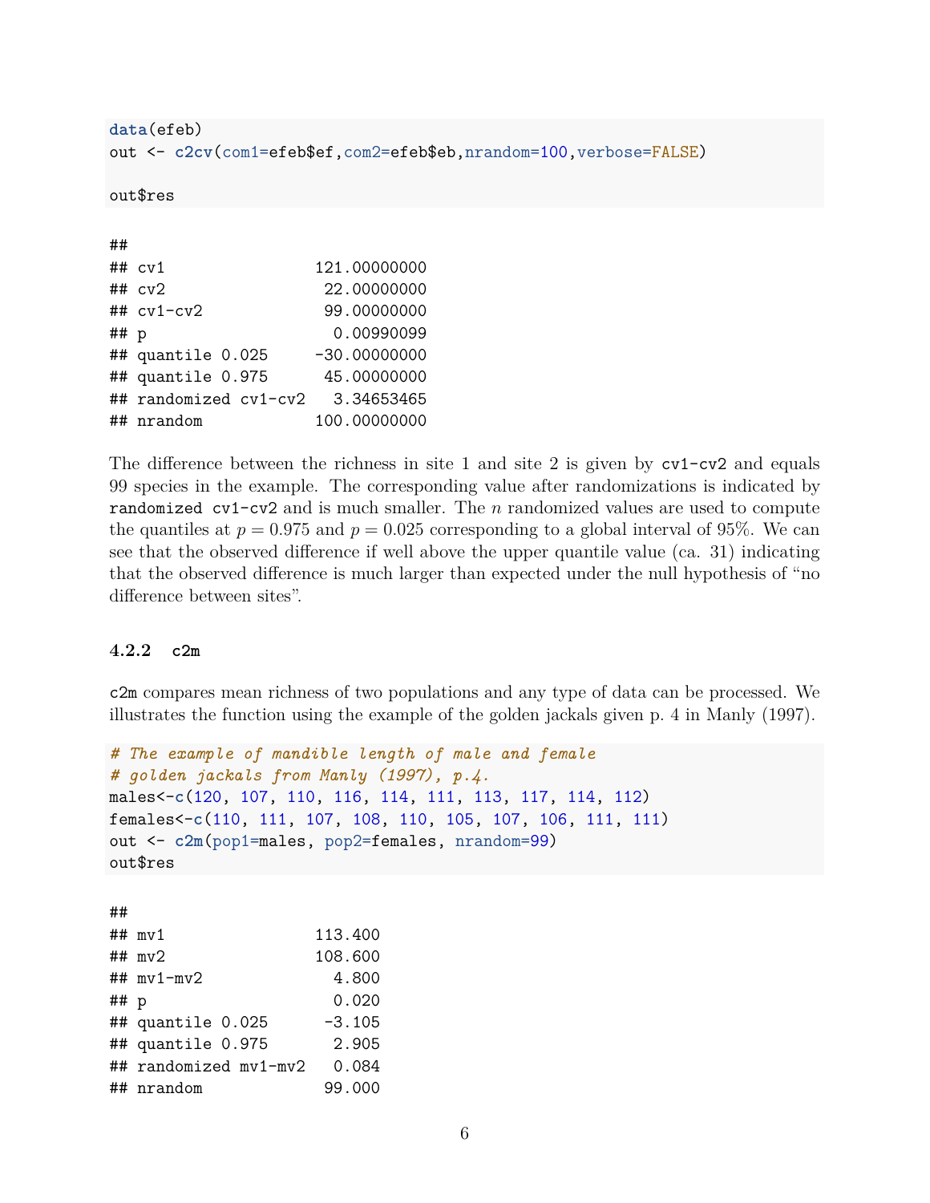```
data(efeb)
out <- c2cv(com1=efeb$ef,com2=efeb$eb,nrandom=100,verbose=FALSE)

out$res
```

```
##
## cv1                 121.00000000
## cv2                  22.00000000
## cv1-cv2              99.00000000
## p                     0.00990099
## quantile 0.025      -30.00000000
## quantile 0.975       45.00000000
## randomized cv1-cv2    3.34653465
## nrandom             100.00000000
```

The difference between the richness in site 1 and site 2 is given by `cv1-cv2` and equals 99 species in the example. The corresponding value after randomizations is indicated by `randomized cv1-cv2` and is much smaller. The $n$ randomized values are used to compute the quantiles at $p = 0.975$ and $p = 0.025$ corresponding to a global interval of 95%. We can see that the observed difference if well above the upper quantile value (ca. 31) indicating that the observed difference is much larger than expected under the null hypothesis of "no difference between sites".

### 4.2.2 c2m

`c2m` compares mean richness of two populations and any type of data can be processed. We illustrates the function using the example of the golden jackals given p. 4 in Manly (1997).

```
# The example of mandible length of male and female
# golden jackals from Manly (1997), p.4.
males<-c(120, 107, 110, 116, 114, 111, 113, 117, 114, 112)
females<-c(110, 111, 107, 108, 110, 105, 107, 106, 111, 111)
out <- c2m(pop1=males, pop2=females, nrandom=99)
out$res
```

```
##
## mv1                 113.400
## mv2                 108.600
## mv1-mv2               4.800
## p                     0.020
## quantile 0.025       -3.105
## quantile 0.975        2.905
## randomized mv1-mv2    0.084
## nrandom              99.000
```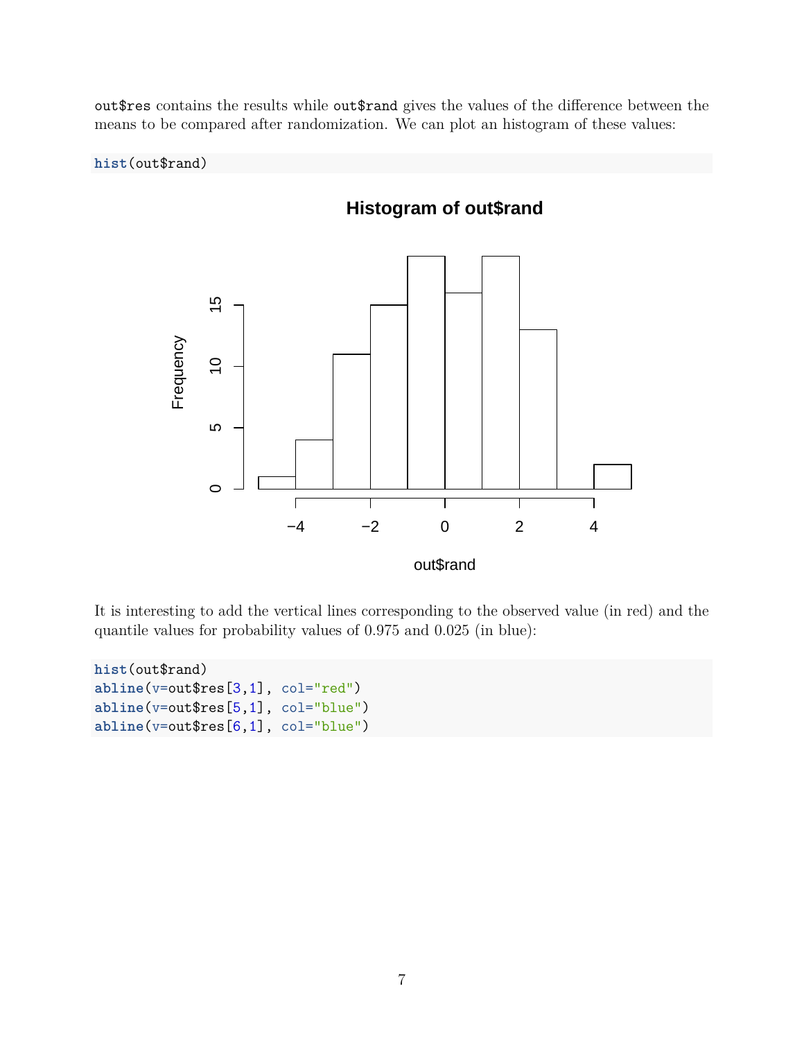`out$res` contains the results while `out$rand` gives the values of the difference between the means to be compared after randomization. We can plot an histogram of these values:

```
hist(out$rand)
```

It is interesting to add the vertical lines corresponding to the observed value (in red) and the quantile values for probability values of 0.975 and 0.025 (in blue):

```
hist(out$rand)
abline(v=out$res[3,1], col="red")
abline(v=out$res[5,1], col="blue")
abline(v=out$res[6,1], col="blue")
```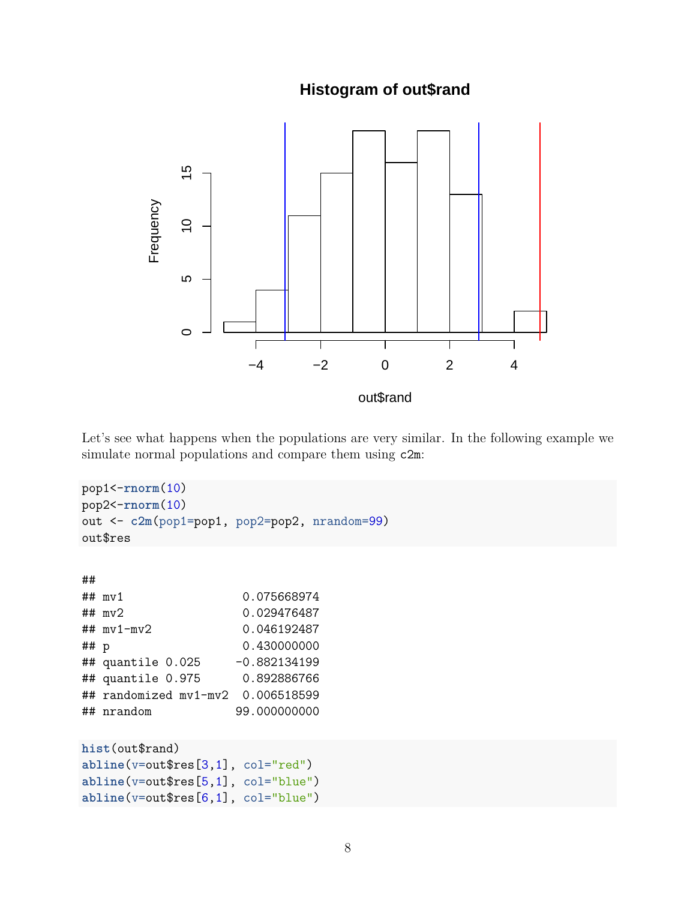Let's see what happens when the populations are very similar. In the following example we simulate normal populations and compare them using `c2m`:

```
pop1<-rnorm(10)
pop2<-rnorm(10)
out <- c2m(pop1=pop1, pop2=pop2, nrandom=99)
out$res
```

```
##
## mv1                   0.075668974
## mv2                   0.029476487
## mv1-mv2               0.046192487
## p                     0.430000000
## quantile 0.025       -0.882134199
## quantile 0.975        0.892886766
## randomized mv1-mv2    0.006518599
## nrandom              99.000000000
```

```
hist(out$rand)
abline(v=out$res[3,1], col="red")
abline(v=out$res[5,1], col="blue")
abline(v=out$res[6,1], col="blue")
```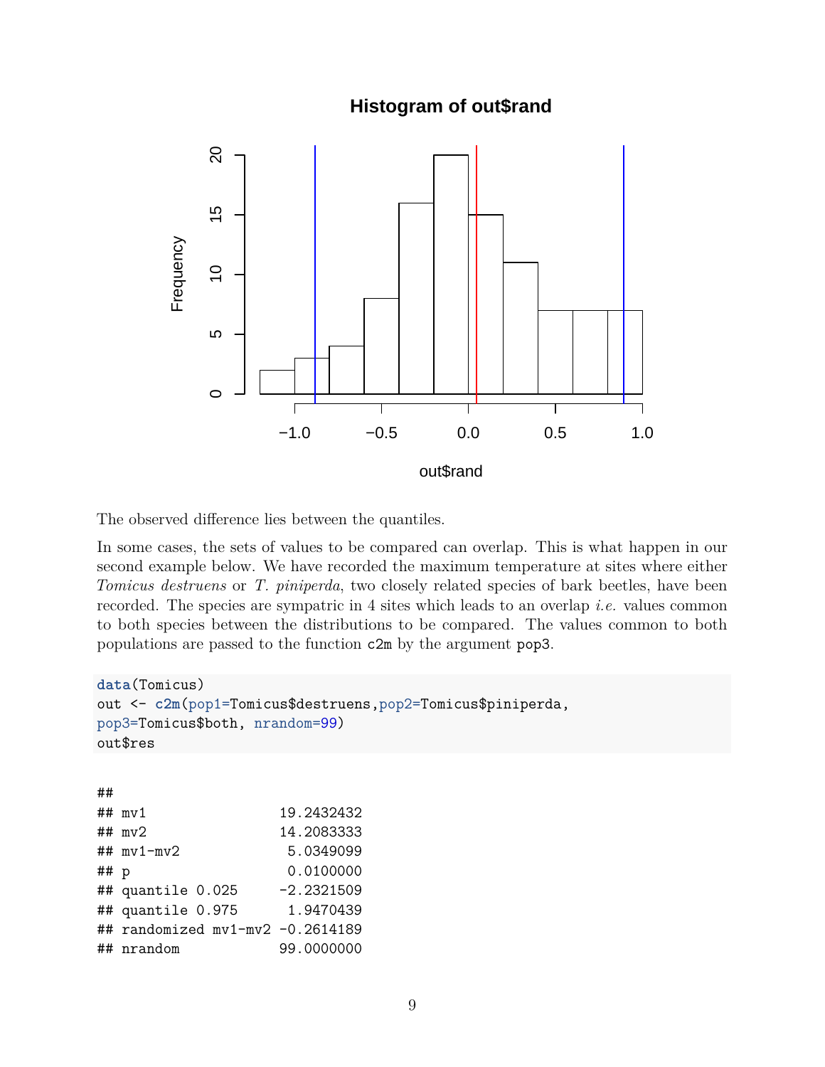The observed difference lies between the quantiles.

In some cases, the sets of values to be compared can overlap. This is what happen in our second example below. We have recorded the maximum temperature at sites where either *Tomicus destruens* or *T. piniperda*, two closely related species of bark beetles, have been recorded. The species are sympatric in 4 sites which leads to an overlap *i.e.* values common to both species between the distributions to be compared. The values common to both populations are passed to the function `c2m` by the argument `pop3`.

```
data(Tomicus)
out <- c2m(pop1=Tomicus$destruens,pop2=Tomicus$piniperda,
pop3=Tomicus$both, nrandom=99)
out$res
```

```
##
## mv1                 19.2432432
## mv2                 14.2083333
## mv1-mv2              5.0349099
## p                    0.0100000
## quantile 0.025      -2.2321509
## quantile 0.975       1.9470439
## randomized mv1-mv2 -0.2614189
## nrandom             99.0000000
```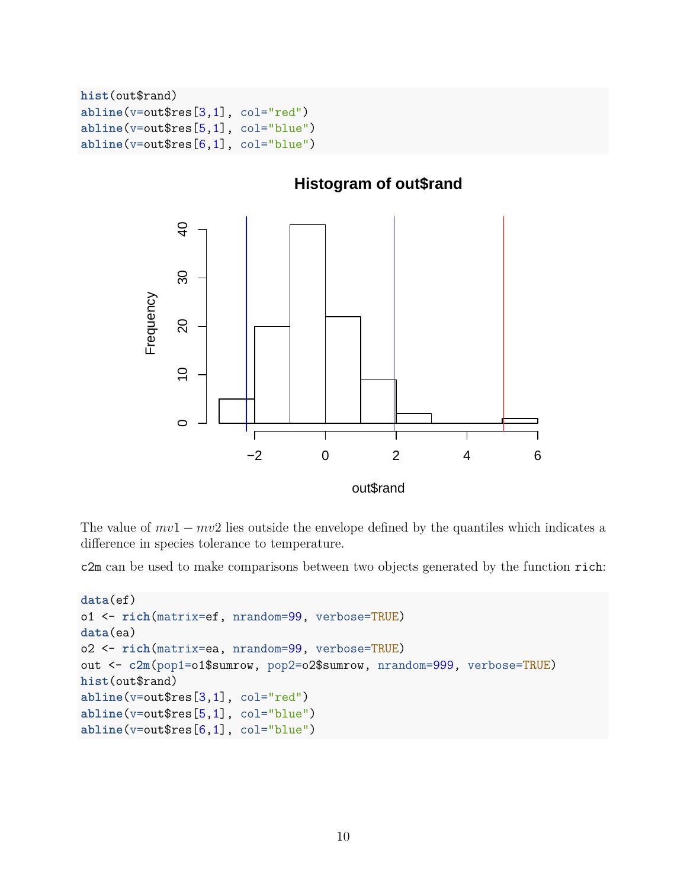```
hist(out$rand)
abline(v=out$res[3,1], col="red")
abline(v=out$res[5,1], col="blue")
abline(v=out$res[6,1], col="blue")
```

The value of $mv1 - mv2$ lies outside the envelope defined by the quantiles which indicates a difference in species tolerance to temperature.

`c2m` can be used to make comparisons between two objects generated by the function `rich`:

```
data(ef)
o1 <- rich(matrix=ef, nrandom=99, verbose=TRUE)
data(ea)
o2 <- rich(matrix=ea, nrandom=99, verbose=TRUE)
out <- c2m(pop1=o1$sumrow, pop2=o2$sumrow, nrandom=999, verbose=TRUE)
hist(out$rand)
abline(v=out$res[3,1], col="red")
abline(v=out$res[5,1], col="blue")
abline(v=out$res[6,1], col="blue")
```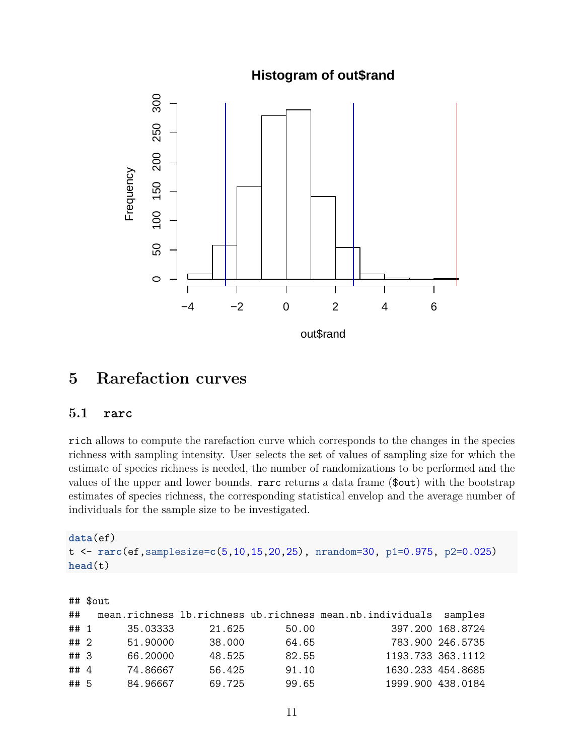# 5 Rarefaction curves

## 5.1 rarc

`rich` allows to compute the rarefaction curve which corresponds to the changes in the species richness with sampling intensity. User selects the set of values of sampling size for which the estimate of species richness is needed, the number of randomizations to be performed and the values of the upper and lower bounds. `rarc` returns a data frame (`$out`) with the bootstrap estimates of species richness, the corresponding statistical envelop and the average number of individuals for the sample size to be investigated.

```
data(ef)
t <- rarc(ef,samplesize=c(5,10,15,20,25), nrandom=30, p1=0.975, p2=0.025)
head(t)
```

```
## $out
##   mean.richness lb.richness ub.richness mean.nb.individuals  samples
## 1      35.03333      21.625       50.00             397.200 168.8724
## 2      51.90000      38.000       64.65             783.900 246.5735
## 3      66.20000      48.525       82.55            1193.733 363.1112
## 4      74.86667      56.425       91.10            1630.233 454.8685
## 5      84.96667      69.725       99.65            1999.900 438.0184
```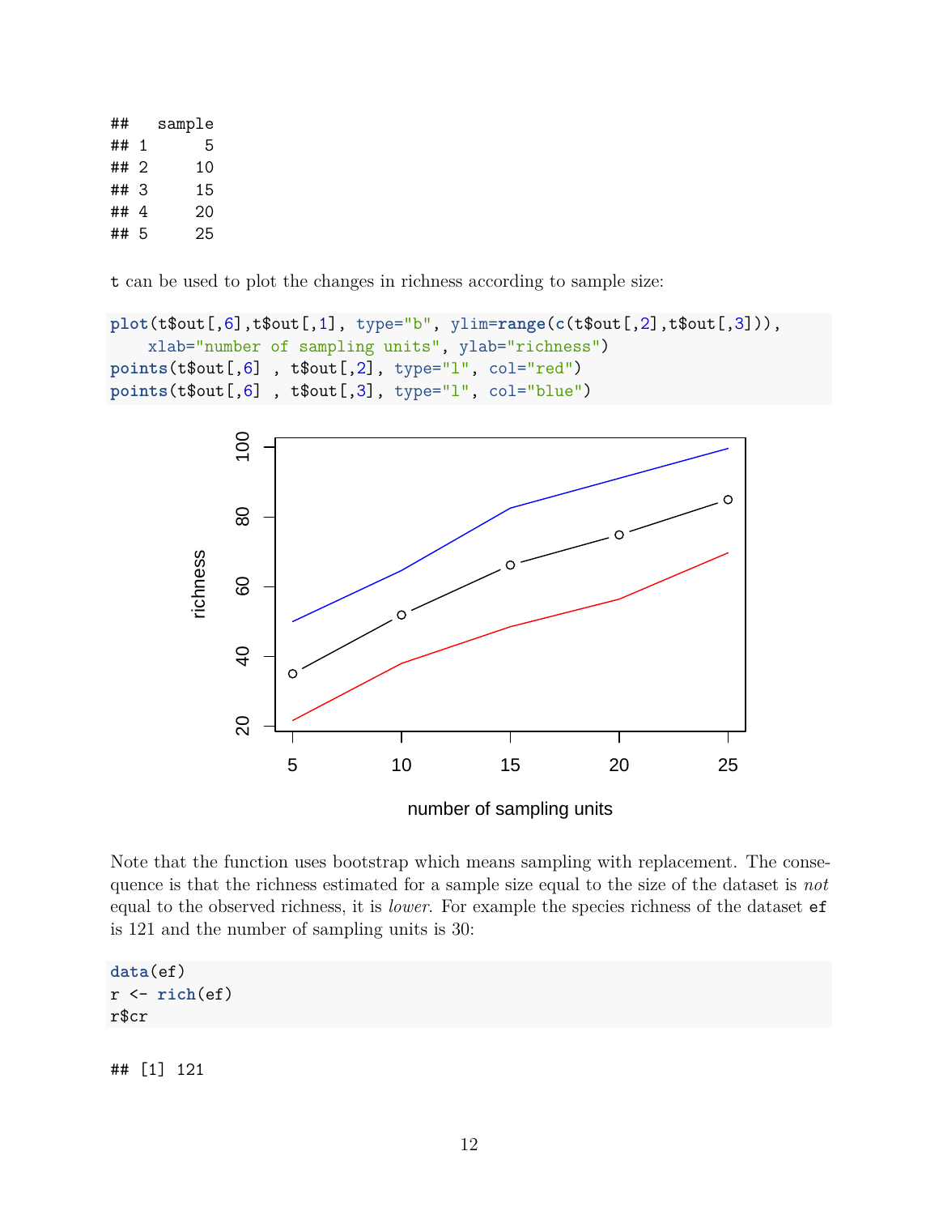```
##   sample
## 1      5
## 2     10
## 3     15
## 4     20
## 5     25
```

t can be used to plot the changes in richness according to sample size:

```
plot(t$out[,6],t$out[,1], type="b", ylim=range(c(t$out[,2],t$out[,3])),
    xlab="number of sampling units", ylab="richness")
points(t$out[,6] , t$out[,2], type="l", col="red")
points(t$out[,6] , t$out[,3], type="l", col="blue")
```

Note that the function uses bootstrap which means sampling with replacement. The consequence is that the richness estimated for a sample size equal to the size of the dataset is *not* equal to the observed richness, it is *lower*. For example the species richness of the dataset `ef` is 121 and the number of sampling units is 30:

```
data(ef)
r <- rich(ef)
r$cr
```

```
## [1] 121
```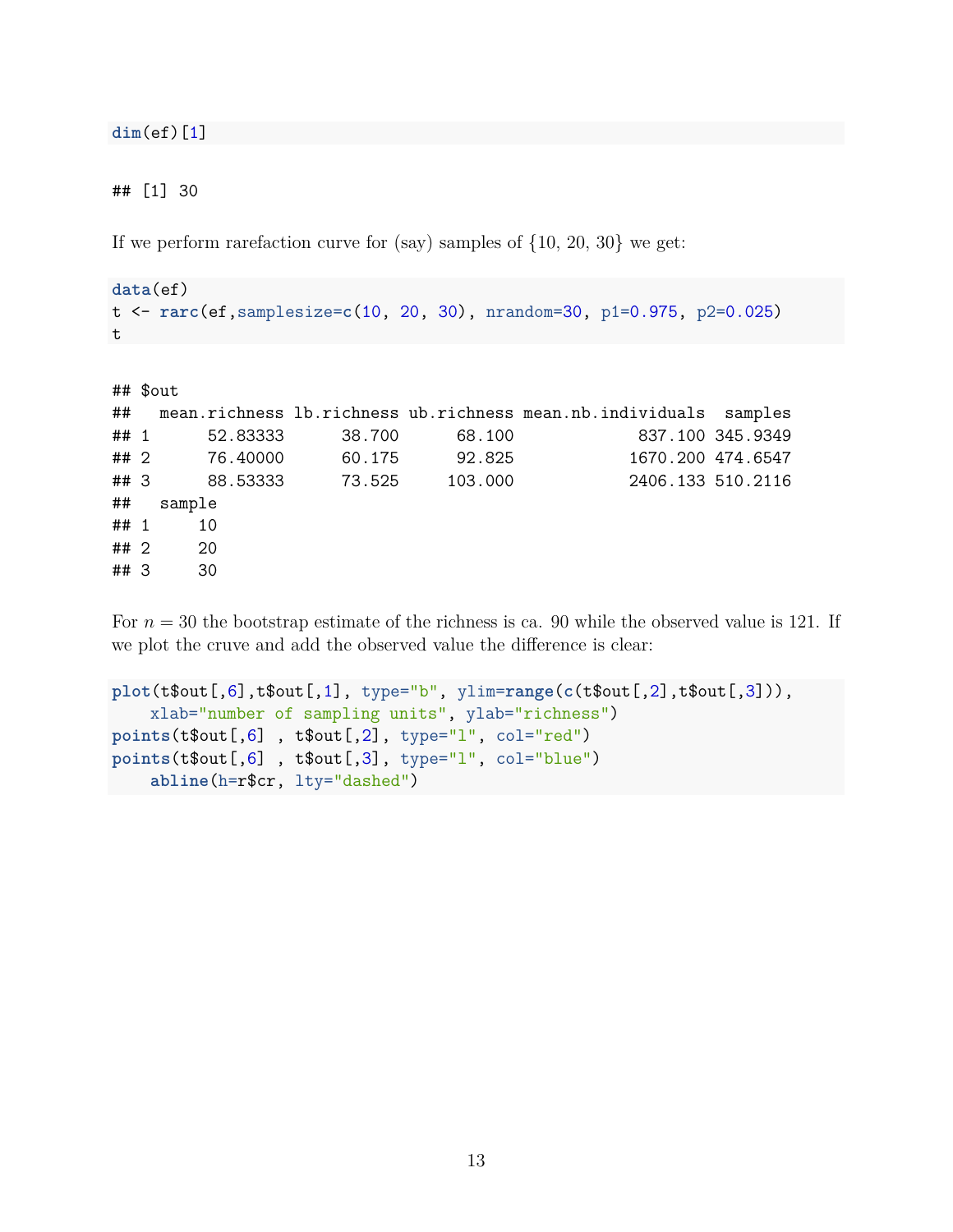```r
dim(ef)[1]
```

```
## [1] 30
```

If we perform rarefaction curve for (say) samples of $\{10, 20, 30\}$ we get:

```r
data(ef)
t <- rarc(ef,samplesize=c(10, 20, 30), nrandom=30, p1=0.975, p2=0.025)
t
```

```
## $out
##   mean.richness lb.richness ub.richness mean.nb.individuals  samples
## 1      52.83333      38.700      68.100             837.100 345.9349
## 2      76.40000      60.175      92.825            1670.200 474.6547
## 3      88.53333      73.525     103.000            2406.133 510.2116
##   sample
## 1     10
## 2     20
## 3     30
```

For $n = 30$ the bootstrap estimate of the richness is ca. 90 while the observed value is 121. If we plot the cruve and add the observed value the difference is clear:

```r
plot(t$out[,6],t$out[,1], type="b", ylim=range(c(t$out[,2],t$out[,3])),
    xlab="number of sampling units", ylab="richness")
points(t$out[,6] , t$out[,2], type="l", col="red")
points(t$out[,6] , t$out[,3], type="l", col="blue")
    abline(h=r$cr, lty="dashed")
```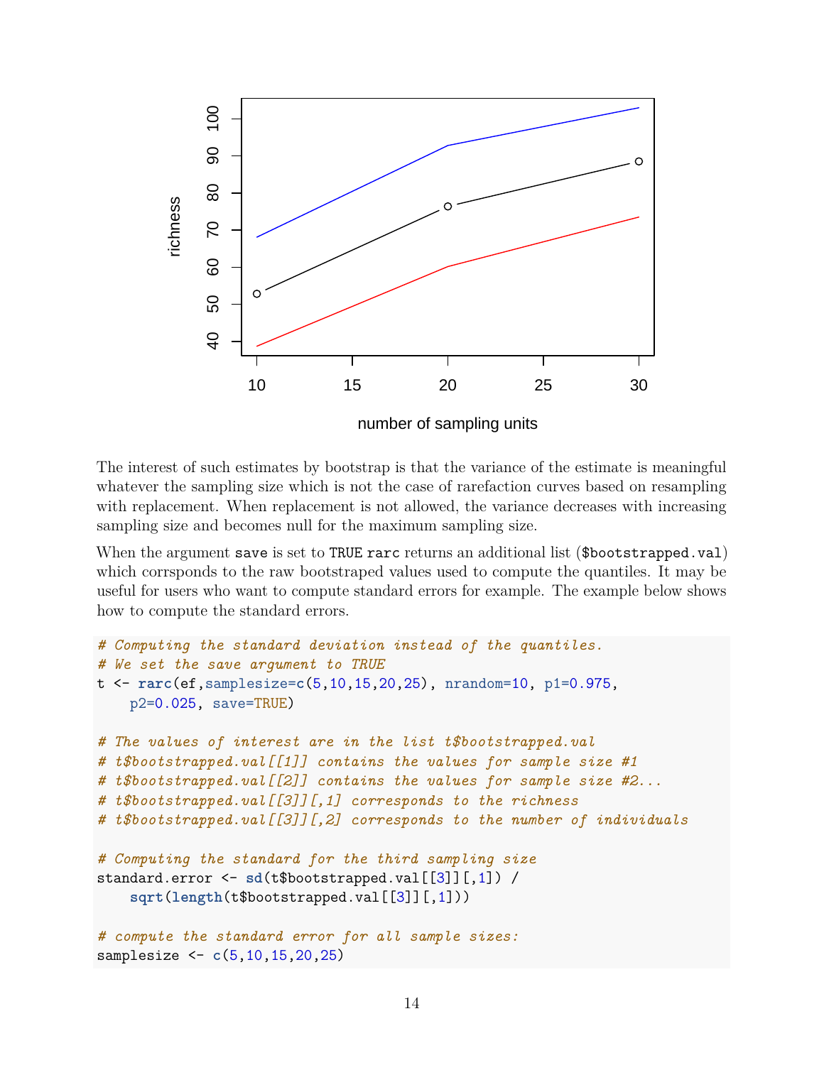The interest of such estimates by bootstrap is that the variance of the estimate is meaningful whatever the sampling size which is not the case of rarefaction curves based on resampling with replacement. When replacement is not allowed, the variance decreases with increasing sampling size and becomes null for the maximum sampling size.

When the argument `save` is set to `TRUE` `rarc` returns an additional list (`$bootstrapped.val`) which corrsponds to the raw bootstraped values used to compute the quantiles. It may be useful for users who want to compute standard errors for example. The example below shows how to compute the standard errors.

```
# Computing the standard deviation instead of the quantiles.
# We set the save argument to TRUE
t <- rarc(ef,samplesize=c(5,10,15,20,25), nrandom=10, p1=0.975,
    p2=0.025, save=TRUE)

# The values of interest are in the list t$bootstrapped.val
# t$bootstrapped.val[[1]] contains the values for sample size #1
# t$bootstrapped.val[[2]] contains the values for sample size #2...
# t$bootstrapped.val[[3]][,1] corresponds to the richness
# t$bootstrapped.val[[3]][,2] corresponds to the number of individuals

# Computing the standard for the third sampling size
standard.error <- sd(t$bootstrapped.val[[3]][,1]) /
    sqrt(length(t$bootstrapped.val[[3]][,1]))

# compute the standard error for all sample sizes:
samplesize <- c(5,10,15,20,25)
```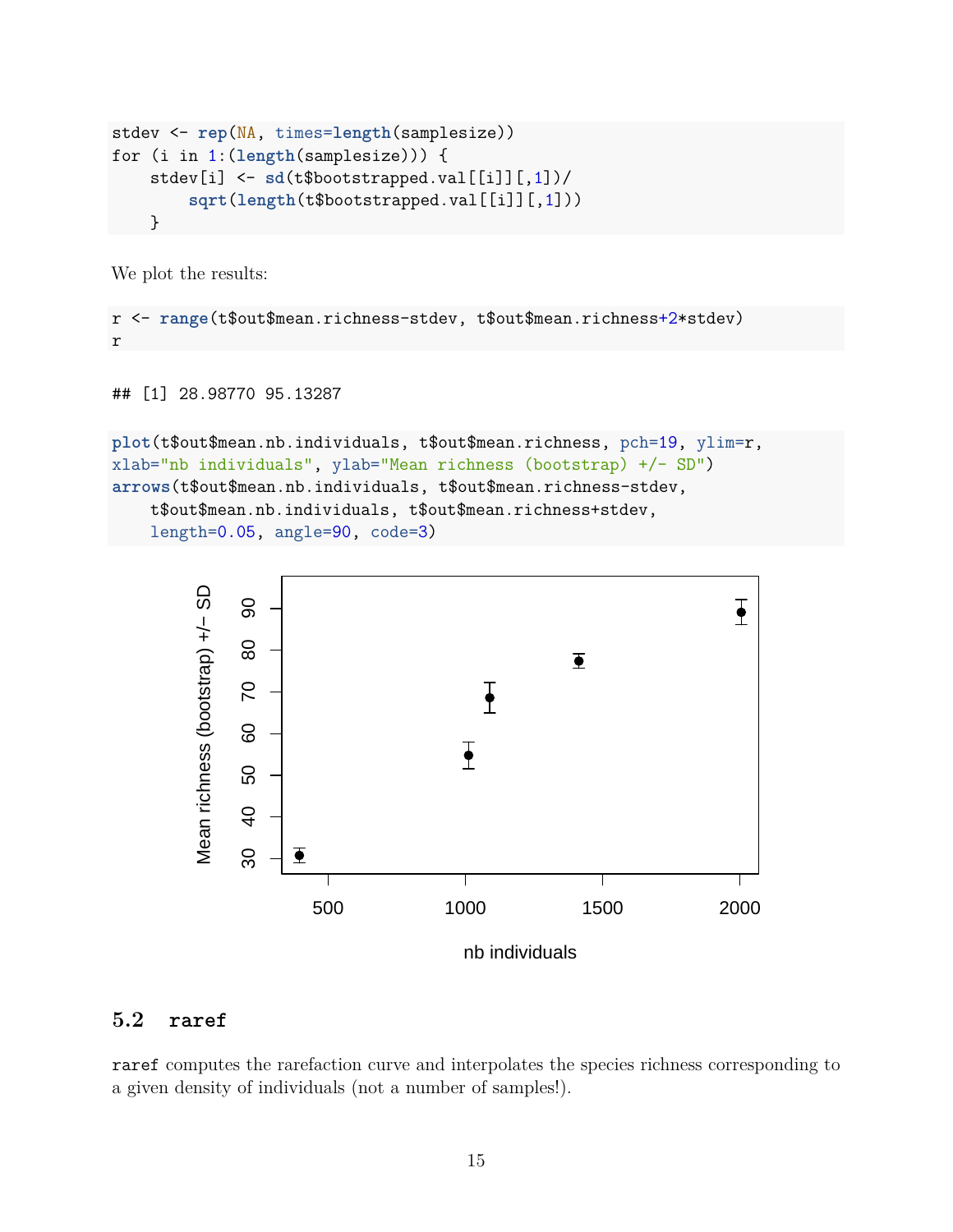```
stdev <- rep(NA, times=length(samplesize))
for (i in 1:(length(samplesize))) {
    stdev[i] <- sd(t$bootstrapped.val[[i]][,1])/
        sqrt(length(t$bootstrapped.val[[i]][,1]))
    }
```

We plot the results:

```
r <- range(t$out$mean.richness-stdev, t$out$mean.richness+2*stdev)
r
```

```
## [1] 28.98770 95.13287
```

```
plot(t$out$mean.nb.individuals, t$out$mean.richness, pch=19, ylim=r,
xlab="nb individuals", ylab="Mean richness (bootstrap) +/- SD")
arrows(t$out$mean.nb.individuals, t$out$mean.richness-stdev,
    t$out$mean.nb.individuals, t$out$mean.richness+stdev,
    length=0.05, angle=90, code=3)
```

## 5.2 raref

`raref` computes the rarefaction curve and interpolates the species richness corresponding to a given density of individuals (not a number of samples!).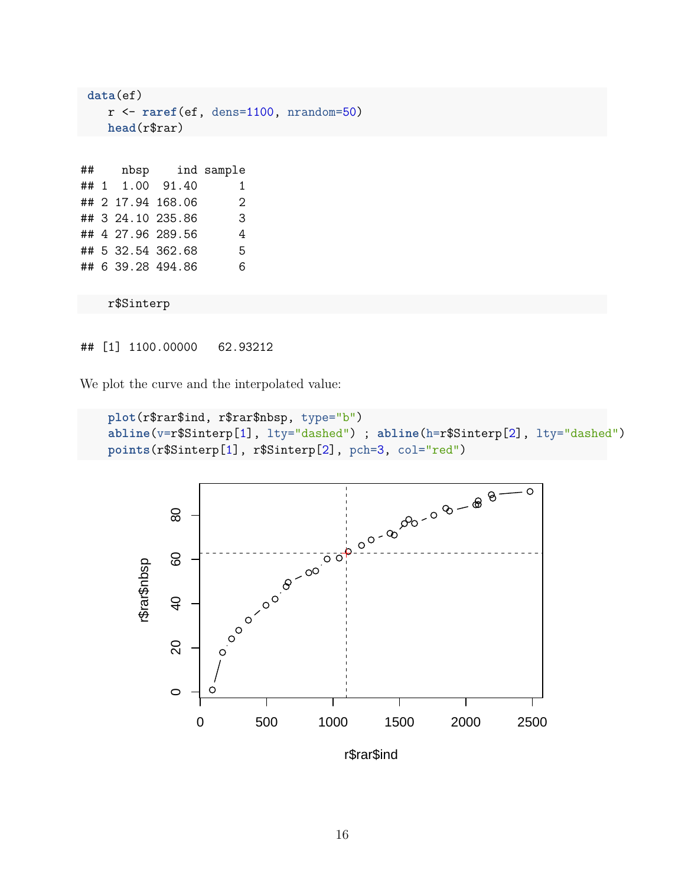```r
data(ef)
    r <- raref(ef, dens=1100, nrandom=50)
    head(r$rar)
```

```
##    nbsp    ind sample
## 1  1.00  91.40      1
## 2 17.94 168.06      2
## 3 24.10 235.86      3
## 4 27.96 289.56      4
## 5 32.54 362.68      5
## 6 39.28 494.86      6
```

```r
    r$Sinterp
```

```
## [1] 1100.00000   62.93212
```

We plot the curve and the interpolated value:

```r
    plot(r$rar$ind, r$rar$nbsp, type="b")
    abline(v=r$Sinterp[1], lty="dashed") ; abline(h=r$Sinterp[2], lty="dashed")
    points(r$Sinterp[1], r$Sinterp[2], pch=3, col="red")
```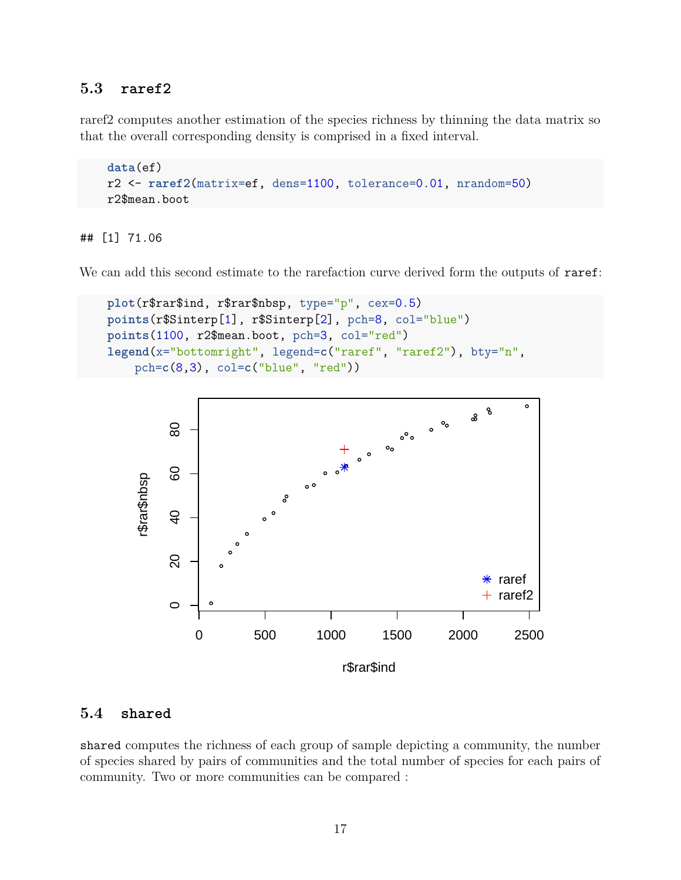### 5.3 raref2

raref2 computes another estimation of the species richness by thinning the data matrix so that the overall corresponding density is comprised in a fixed interval.

```
data(ef)
r2 <- raref2(matrix=ef, dens=1100, tolerance=0.01, nrandom=50)
r2$mean.boot
```

```
## [1] 71.06
```

We can add this second estimate to the rarefaction curve derived form the outputs of `raref`:

```
plot(r$rar$ind, r$rar$nbsp, type="p", cex=0.5)
points(r$Sinterp[1], r$Sinterp[2], pch=8, col="blue")
points(1100, r2$mean.boot, pch=3, col="red")
legend(x="bottomright", legend=c("raref", "raref2"), bty="n",
    pch=c(8,3), col=c("blue", "red"))
```

### 5.4 shared

`shared` computes the richness of each group of sample depicting a community, the number of species shared by pairs of communities and the total number of species for each pairs of community. Two or more communities can be compared :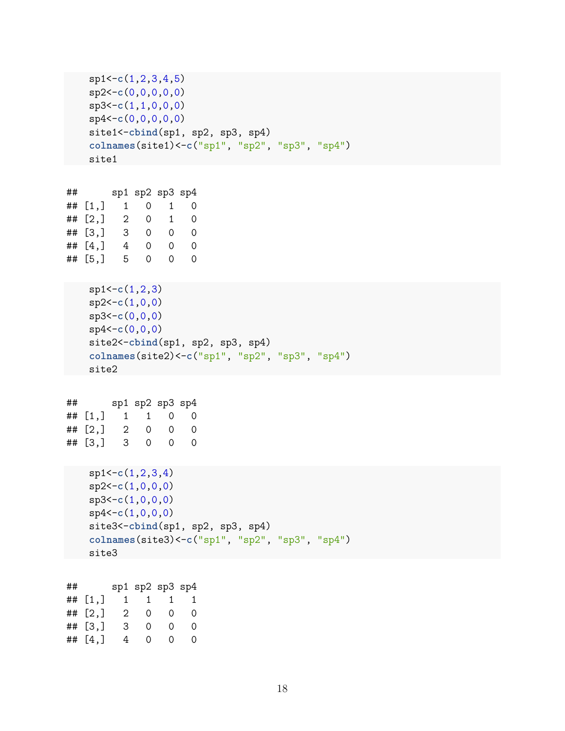```
sp1<-c(1,2,3,4,5)
sp2<-c(0,0,0,0,0)
sp3<-c(1,1,0,0,0)
sp4<-c(0,0,0,0,0)
site1<-cbind(sp1, sp2, sp3, sp4)
colnames(site1)<-c("sp1", "sp2", "sp3", "sp4")
site1
```

```
##      sp1 sp2 sp3 sp4
## [1,]   1   0   1   0
## [2,]   2   0   1   0
## [3,]   3   0   0   0
## [4,]   4   0   0   0
## [5,]   5   0   0   0
```

```
sp1<-c(1,2,3)
sp2<-c(1,0,0)
sp3<-c(0,0,0)
sp4<-c(0,0,0)
site2<-cbind(sp1, sp2, sp3, sp4)
colnames(site2)<-c("sp1", "sp2", "sp3", "sp4")
site2
```

```
##      sp1 sp2 sp3 sp4
## [1,]   1   1   0   0
## [2,]   2   0   0   0
## [3,]   3   0   0   0
```

```
sp1<-c(1,2,3,4)
sp2<-c(1,0,0,0)
sp3<-c(1,0,0,0)
sp4<-c(1,0,0,0)
site3<-cbind(sp1, sp2, sp3, sp4)
colnames(site3)<-c("sp1", "sp2", "sp3", "sp4")
site3
```

```
##      sp1 sp2 sp3 sp4
## [1,]   1   1   1   1
## [2,]   2   0   0   0
## [3,]   3   0   0   0
## [4,]   4   0   0   0
```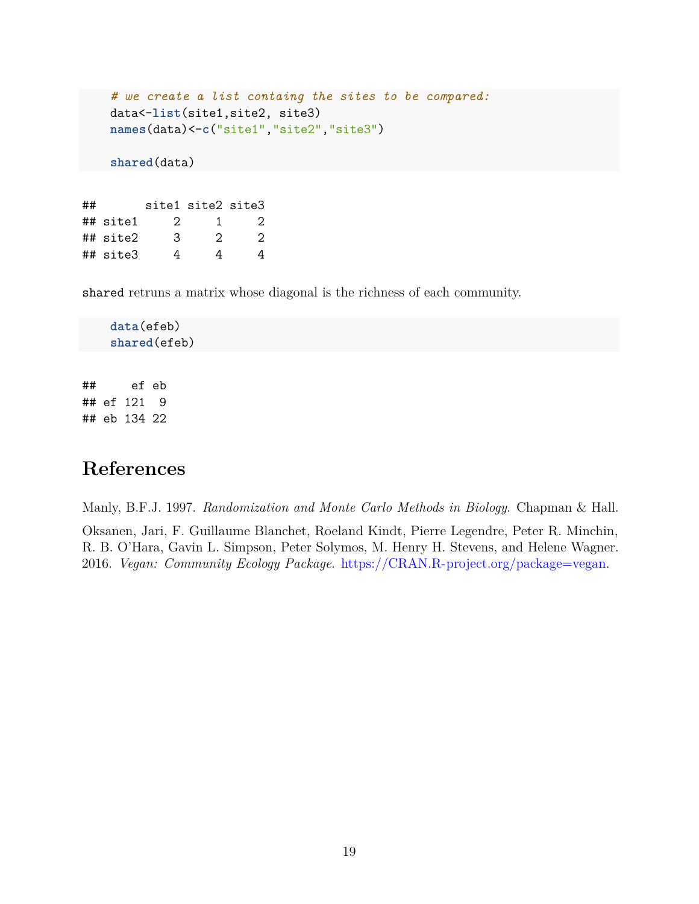```r
# we create a list containg the sites to be compared:
data<-list(site1,site2, site3)
names(data)<-c("site1","site2","site3")

shared(data)
```

```
##       site1 site2 site3
## site1     2     1     2
## site2     3     2     2
## site3     4     4     4
```

`shared` retruns a matrix whose diagonal is the richness of each community.

```r
data(efeb)
shared(efeb)
```

```
##     ef eb
## ef 121  9
## eb 134 22
```

# References

Manly, B.F.J. 1997. *Randomization and Monte Carlo Methods in Biology*. Chapman & Hall.

Oksanen, Jari, F. Guillaume Blanchet, Roeland Kindt, Pierre Legendre, Peter R. Minchin, R. B. O'Hara, Gavin L. Simpson, Peter Solymos, M. Henry H. Stevens, and Helene Wagner. 2016. *Vegan: Community Ecology Package*. https://CRAN.R-project.org/package=vegan.